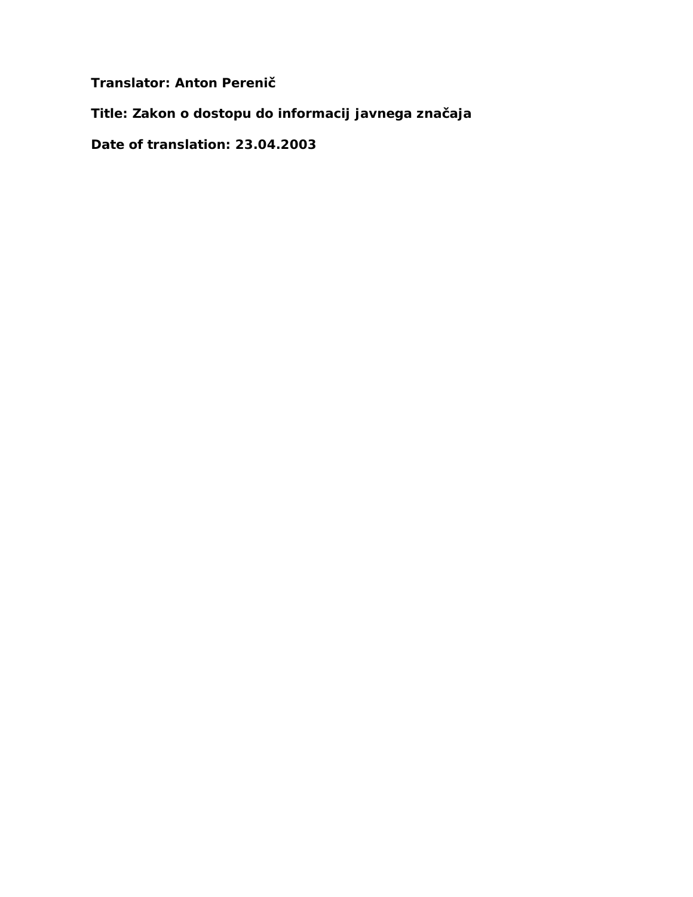**Translator: Anton Perenič**

**Title: Zakon o dostopu do informacij javnega značaja**

**Date of translation: 23.04.2003**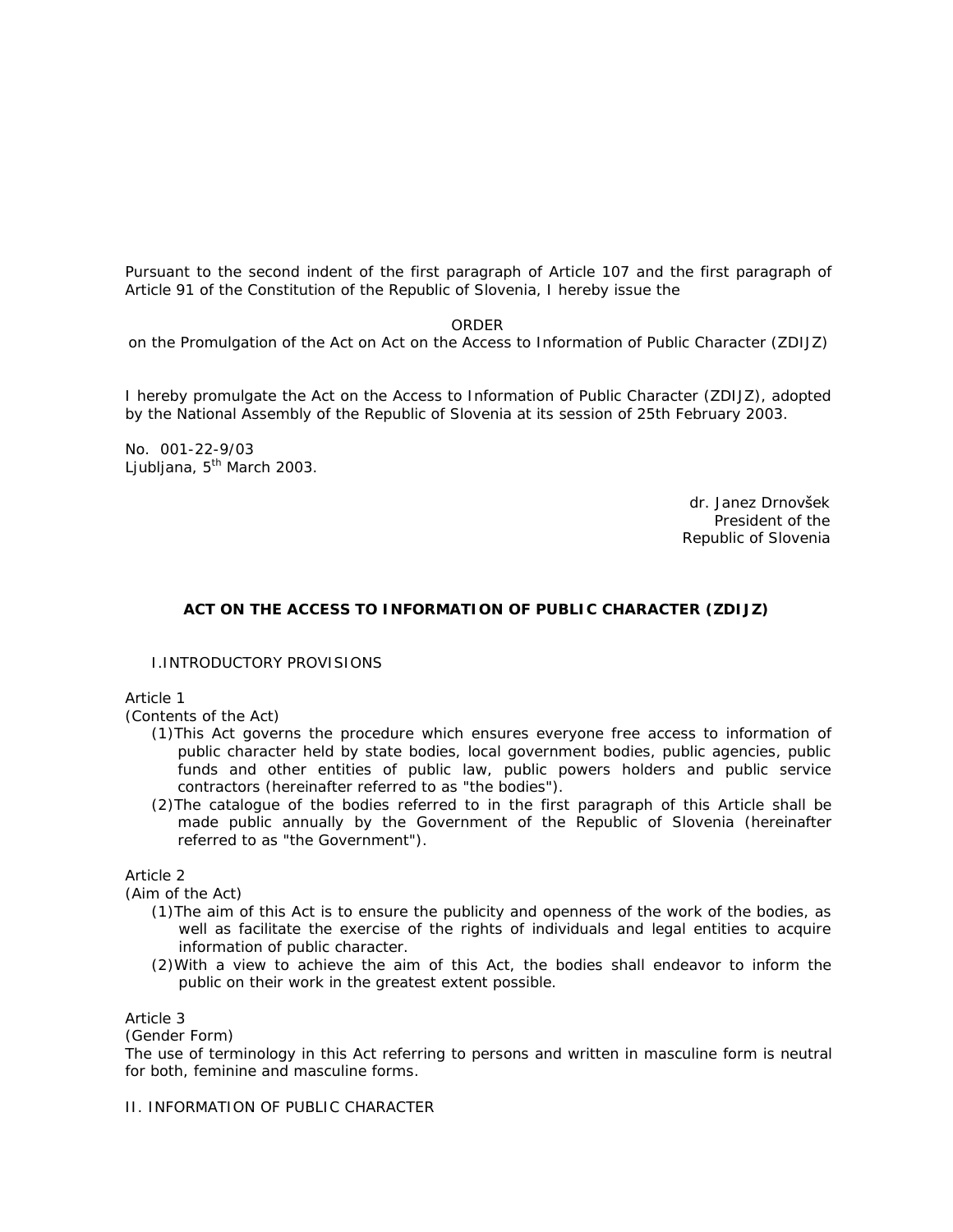Pursuant to the second indent of the first paragraph of Article 107 and the first paragraph of Article 91 of the Constitution of the Republic of Slovenia, I hereby issue the

ORDER
on the Promulgation of the Act on Act on the Access to Information of Public Character (ZDIJZ)

I hereby promulgate the Act on the Access to Information of Public Character (ZDIJZ), adopted by the National Assembly of the Republic of Slovenia at its session of 25th February 2003.

No. 001-22-9/03
Ljubljana, 5th March 2003.

dr. Janez Drnovšek
President of the
Republic of Slovenia

# ACT ON THE ACCESS TO INFORMATION OF PUBLIC CHARACTER (ZDIJZ)

## I.INTRODUCTORY PROVISIONS

Article 1
(Contents of the Act)

(1) This Act governs the procedure which ensures everyone free access to information of public character held by state bodies, local government bodies, public agencies, public funds and other entities of public law, public powers holders and public service contractors (hereinafter referred to as "the bodies").

(2) The catalogue of the bodies referred to in the first paragraph of this Article shall be made public annually by the Government of the Republic of Slovenia (hereinafter referred to as "the Government").

Article 2
(Aim of the Act)

(1) The aim of this Act is to ensure the publicity and openness of the work of the bodies, as well as facilitate the exercise of the rights of individuals and legal entities to acquire information of public character.

(2) With a view to achieve the aim of this Act, the bodies shall endeavor to inform the public on their work in the greatest extent possible.

Article 3
(Gender Form)

The use of terminology in this Act referring to persons and written in masculine form is neutral for both, feminine and masculine forms.

## II. INFORMATION OF PUBLIC CHARACTER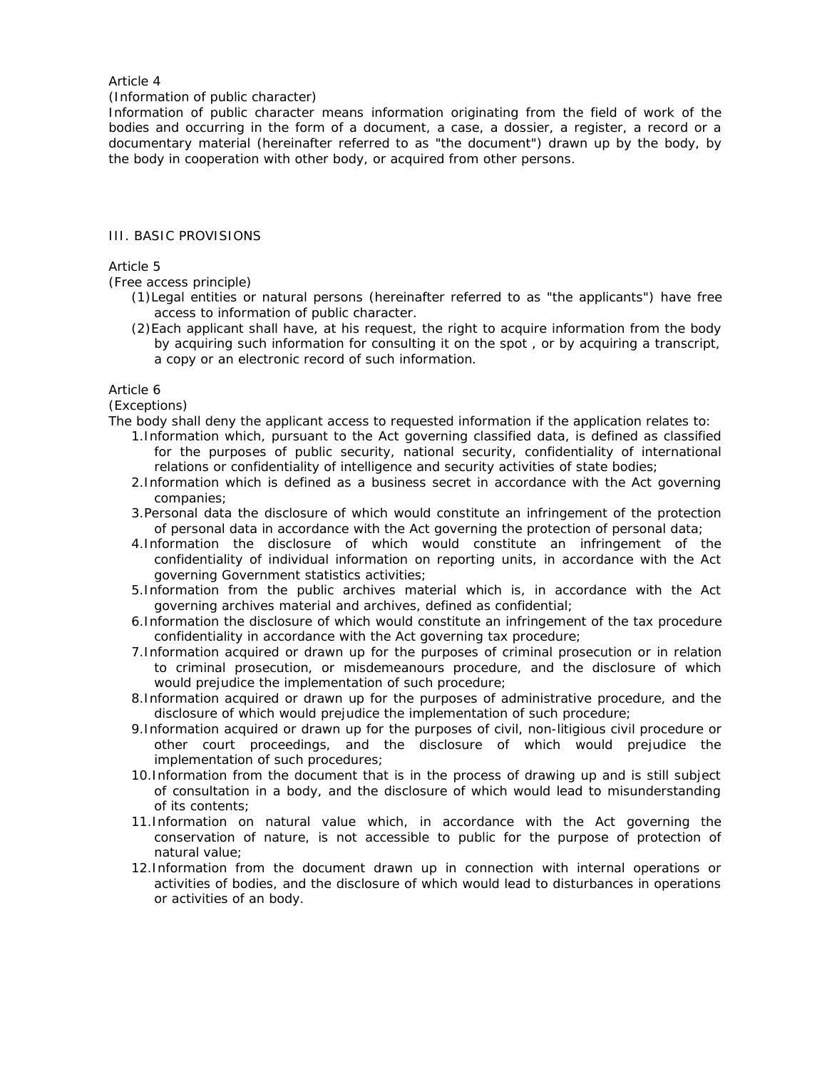Article 4

(Information of public character)

Information of public character means information originating from the field of work of the bodies and occurring in the form of a document, a case, a dossier, a register, a record or a documentary material (hereinafter referred to as "the document") drawn up by the body, by the body in cooperation with other body, or acquired from other persons.

## III. BASIC PROVISIONS

Article 5

(Free access principle)

(1) Legal entities or natural persons (hereinafter referred to as "the applicants") have free access to information of public character.

(2) Each applicant shall have, at his request, the right to acquire information from the body by acquiring such information for consulting it on the spot , or by acquiring a transcript, a copy or an electronic record of such information.

Article 6

(Exceptions)

The body shall deny the applicant access to requested information if the application relates to:

1. Information which, pursuant to the Act governing classified data, is defined as classified for the purposes of public security, national security, confidentiality of international relations or confidentiality of intelligence and security activities of state bodies;
2. Information which is defined as a business secret in accordance with the Act governing companies;
3. Personal data the disclosure of which would constitute an infringement of the protection of personal data in accordance with the Act governing the protection of personal data;
4. Information the disclosure of which would constitute an infringement of the confidentiality of individual information on reporting units, in accordance with the Act governing Government statistics activities;
5. Information from the public archives material which is, in accordance with the Act governing archives material and archives, defined as confidential;
6. Information the disclosure of which would constitute an infringement of the tax procedure confidentiality in accordance with the Act governing tax procedure;
7. Information acquired or drawn up for the purposes of criminal prosecution or in relation to criminal prosecution, or misdemeanours procedure, and the disclosure of which would prejudice the implementation of such procedure;
8. Information acquired or drawn up for the purposes of administrative procedure, and the disclosure of which would prejudice the implementation of such procedure;
9. Information acquired or drawn up for the purposes of civil, non-litigious civil procedure or other court proceedings, and the disclosure of which would prejudice the implementation of such procedures;
10. Information from the document that is in the process of drawing up and is still subject of consultation in a body, and the disclosure of which would lead to misunderstanding of its contents;
11. Information on natural value which, in accordance with the Act governing the conservation of nature, is not accessible to public for the purpose of protection of natural value;
12. Information from the document drawn up in connection with internal operations or activities of bodies, and the disclosure of which would lead to disturbances in operations or activities of an body.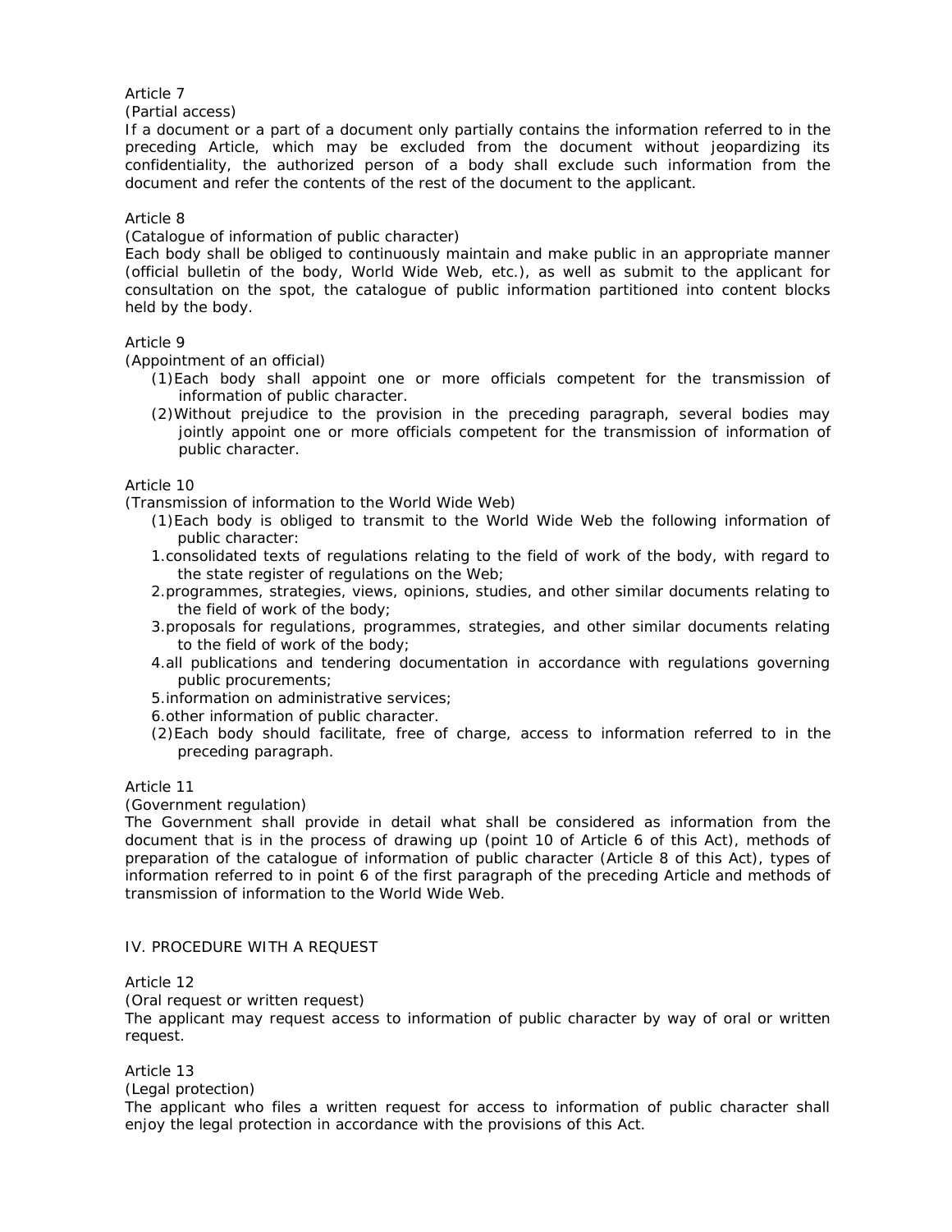Article 7

(Partial access)

If a document or a part of a document only partially contains the information referred to in the preceding Article, which may be excluded from the document without jeopardizing its confidentiality, the authorized person of a body shall exclude such information from the document and refer the contents of the rest of the document to the applicant.

Article 8

(Catalogue of information of public character)

Each body shall be obliged to continuously maintain and make public in an appropriate manner (official bulletin of the body, World Wide Web, etc.), as well as submit to the applicant for consultation on the spot, the catalogue of public information partitioned into content blocks held by the body.

Article 9

(Appointment of an official)

(1) Each body shall appoint one or more officials competent for the transmission of information of public character.

(2) Without prejudice to the provision in the preceding paragraph, several bodies may jointly appoint one or more officials competent for the transmission of information of public character.

Article 10

(Transmission of information to the World Wide Web)

(1) Each body is obliged to transmit to the World Wide Web the following information of public character:

1. consolidated texts of regulations relating to the field of work of the body, with regard to the state register of regulations on the Web;
2. programmes, strategies, views, opinions, studies, and other similar documents relating to the field of work of the body;
3. proposals for regulations, programmes, strategies, and other similar documents relating to the field of work of the body;
4. all publications and tendering documentation in accordance with regulations governing public procurements;
5. information on administrative services;
6. other information of public character.

(2) Each body should facilitate, free of charge, access to information referred to in the preceding paragraph.

Article 11

(Government regulation)

The Government shall provide in detail what shall be considered as information from the document that is in the process of drawing up (point 10 of Article 6 of this Act), methods of preparation of the catalogue of information of public character (Article 8 of this Act), types of information referred to in point 6 of the first paragraph of the preceding Article and methods of transmission of information to the World Wide Web.

## IV. PROCEDURE WITH A REQUEST

Article 12

(Oral request or written request)

The applicant may request access to information of public character by way of oral or written request.

Article 13

(Legal protection)

The applicant who files a written request for access to information of public character shall enjoy the legal protection in accordance with the provisions of this Act.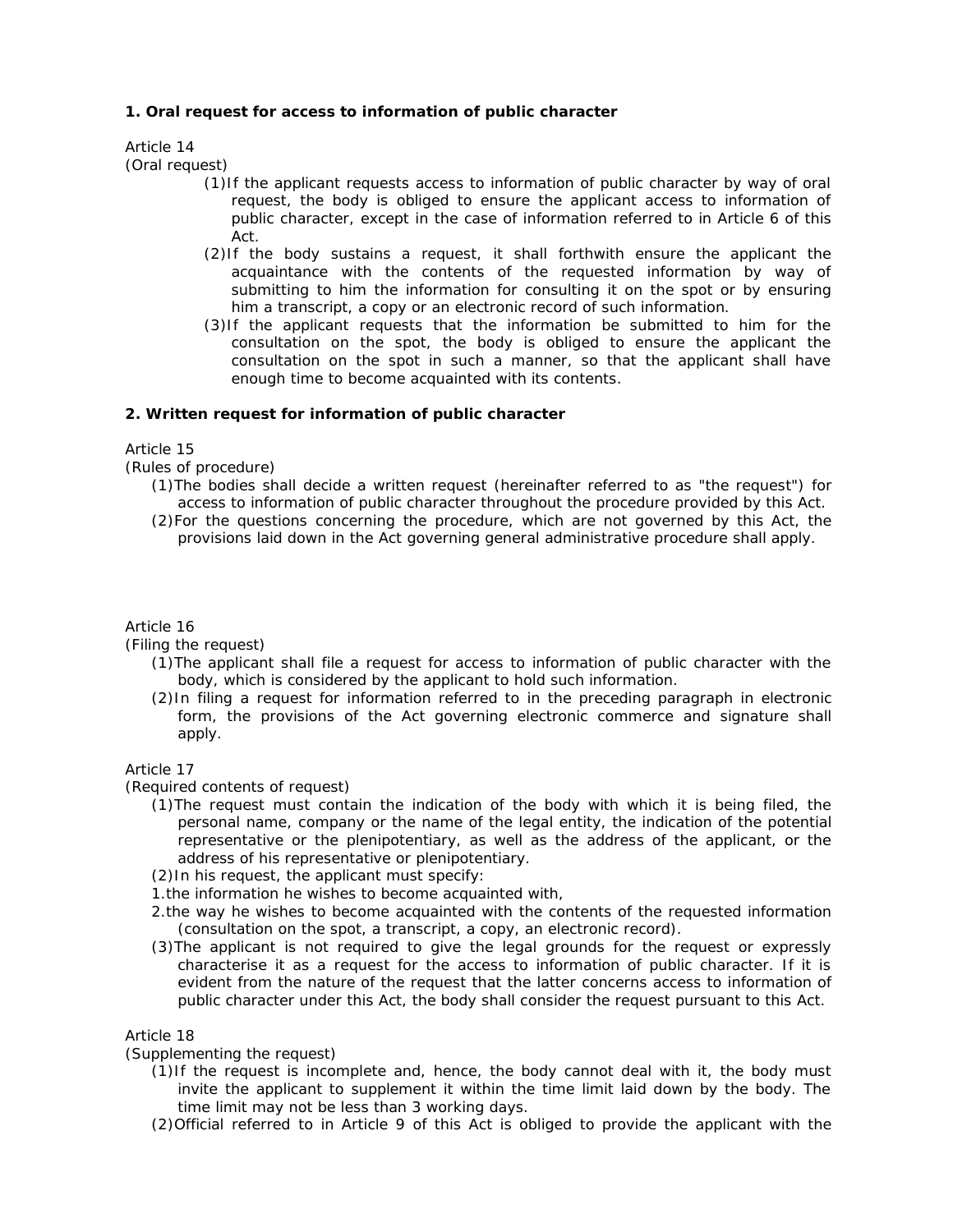**1. Oral request for access to information of public character**

Article 14
(Oral request)

(1) If the applicant requests access to information of public character by way of oral request, the body is obliged to ensure the applicant access to information of public character, except in the case of information referred to in Article 6 of this Act.

(2) If the body sustains a request, it shall forthwith ensure the applicant the acquaintance with the contents of the requested information by way of submitting to him the information for consulting it on the spot or by ensuring him a transcript, a copy or an electronic record of such information.

(3) If the applicant requests that the information be submitted to him for the consultation on the spot, the body is obliged to ensure the applicant the consultation on the spot in such a manner, so that the applicant shall have enough time to become acquainted with its contents.

**2. Written request for information of public character**

Article 15
(Rules of procedure)

(1) The bodies shall decide a written request (hereinafter referred to as "the request") for access to information of public character throughout the procedure provided by this Act.

(2) For the questions concerning the procedure, which are not governed by this Act, the provisions laid down in the Act governing general administrative procedure shall apply.

Article 16
(Filing the request)

(1) The applicant shall file a request for access to information of public character with the body, which is considered by the applicant to hold such information.

(2) In filing a request for information referred to in the preceding paragraph in electronic form, the provisions of the Act governing electronic commerce and signature shall apply.

Article 17
(Required contents of request)

(1) The request must contain the indication of the body with which it is being filed, the personal name, company or the name of the legal entity, the indication of the potential representative or the plenipotentiary, as well as the address of the applicant, or the address of his representative or plenipotentiary.

(2) In his request, the applicant must specify:

1. the information he wishes to become acquainted with,
2. the way he wishes to become acquainted with the contents of the requested information (consultation on the spot, a transcript, a copy, an electronic record).

(3) The applicant is not required to give the legal grounds for the request or expressly characterise it as a request for the access to information of public character. If it is evident from the nature of the request that the latter concerns access to information of public character under this Act, the body shall consider the request pursuant to this Act.

Article 18
(Supplementing the request)

(1) If the request is incomplete and, hence, the body cannot deal with it, the body must invite the applicant to supplement it within the time limit laid down by the body. The time limit may not be less than 3 working days.

(2) Official referred to in Article 9 of this Act is obliged to provide the applicant with the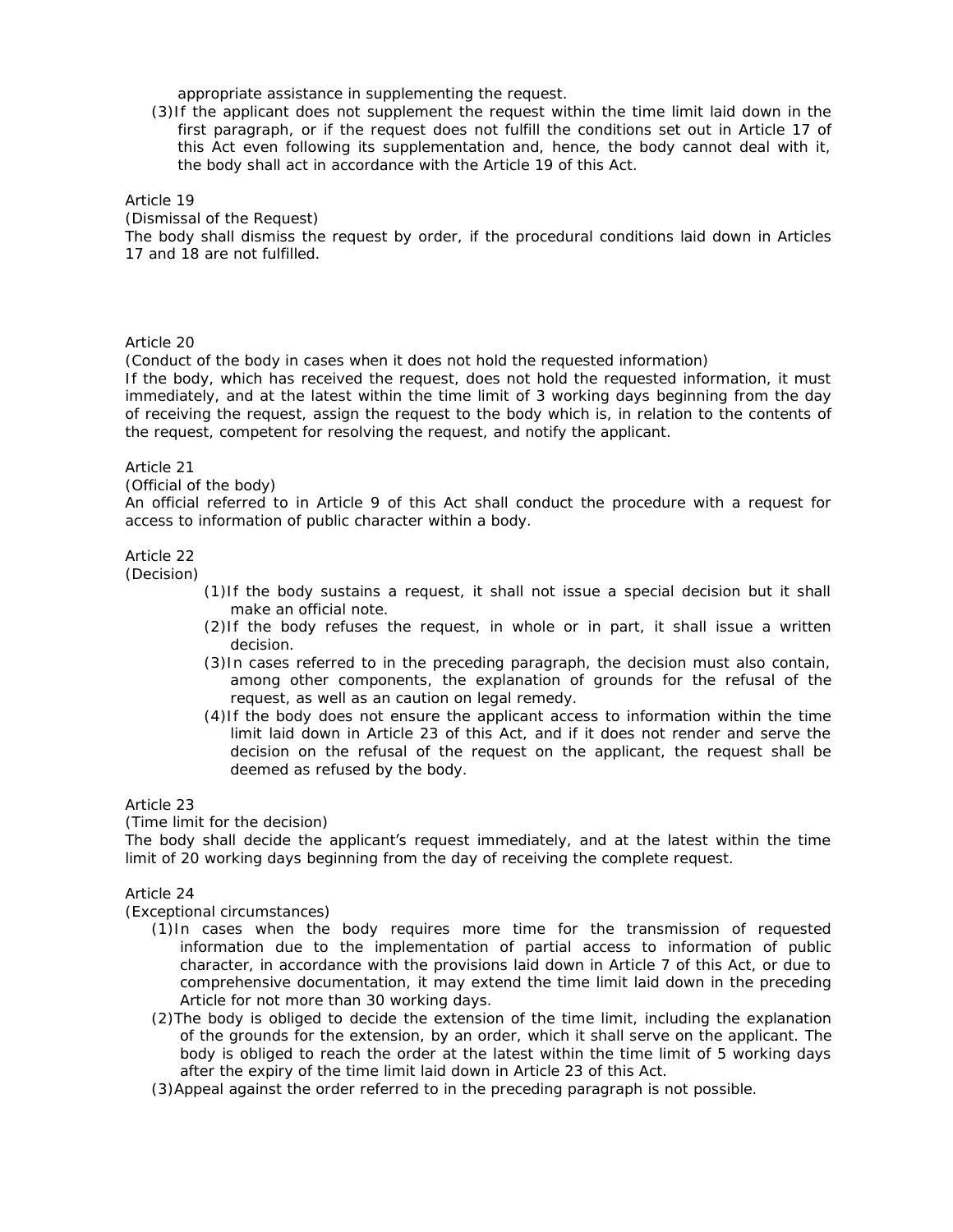appropriate assistance in supplementing the request.

(3) If the applicant does not supplement the request within the time limit laid down in the first paragraph, or if the request does not fulfill the conditions set out in Article 17 of this Act even following its supplementation and, hence, the body cannot deal with it, the body shall act in accordance with the Article 19 of this Act.

Article 19

(Dismissal of the Request)

The body shall dismiss the request by order, if the procedural conditions laid down in Articles 17 and 18 are not fulfilled.

Article 20

(Conduct of the body in cases when it does not hold the requested information)

If the body, which has received the request, does not hold the requested information, it must immediately, and at the latest within the time limit of 3 working days beginning from the day of receiving the request, assign the request to the body which is, in relation to the contents of the request, competent for resolving the request, and notify the applicant.

Article 21

(Official of the body)

An official referred to in Article 9 of this Act shall conduct the procedure with a request for access to information of public character within a body.

Article 22

(Decision)

(1) If the body sustains a request, it shall not issue a special decision but it shall make an official note.

(2) If the body refuses the request, in whole or in part, it shall issue a written decision.

(3) In cases referred to in the preceding paragraph, the decision must also contain, among other components, the explanation of grounds for the refusal of the request, as well as an caution on legal remedy.

(4) If the body does not ensure the applicant access to information within the time limit laid down in Article 23 of this Act, and if it does not render and serve the decision on the refusal of the request on the applicant, the request shall be deemed as refused by the body.

Article 23

(Time limit for the decision)

The body shall decide the applicant's request immediately, and at the latest within the time limit of 20 working days beginning from the day of receiving the complete request.

Article 24

(Exceptional circumstances)

(1) In cases when the body requires more time for the transmission of requested information due to the implementation of partial access to information of public character, in accordance with the provisions laid down in Article 7 of this Act, or due to comprehensive documentation, it may extend the time limit laid down in the preceding Article for not more than 30 working days.

(2) The body is obliged to decide the extension of the time limit, including the explanation of the grounds for the extension, by an order, which it shall serve on the applicant. The body is obliged to reach the order at the latest within the time limit of 5 working days after the expiry of the time limit laid down in Article 23 of this Act.

(3) Appeal against the order referred to in the preceding paragraph is not possible.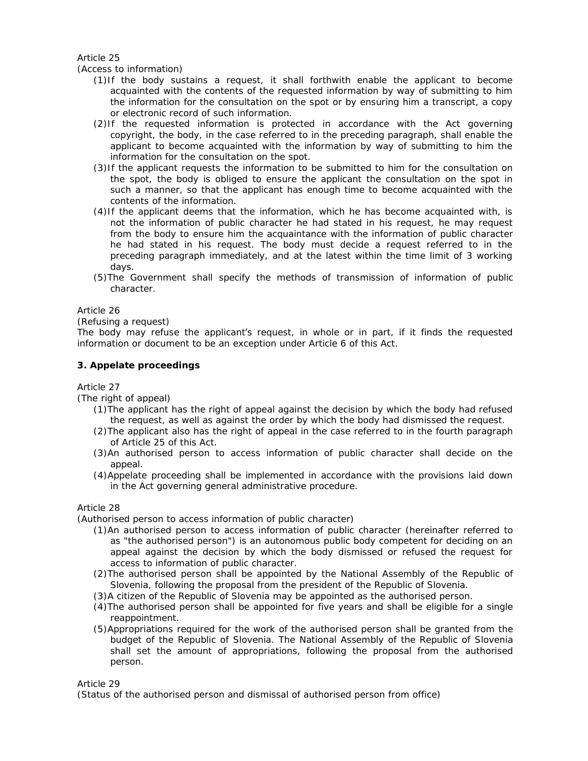Article 25

(Access to information)

(1) If the body sustains a request, it shall forthwith enable the applicant to become acquainted with the contents of the requested information by way of submitting to him the information for the consultation on the spot or by ensuring him a transcript, a copy or electronic record of such information.

(2) If the requested information is protected in accordance with the Act governing copyright, the body, in the case referred to in the preceding paragraph, shall enable the applicant to become acquainted with the information by way of submitting to him the information for the consultation on the spot.

(3) If the applicant requests the information to be submitted to him for the consultation on the spot, the body is obliged to ensure the applicant the consultation on the spot in such a manner, so that the applicant has enough time to become acquainted with the contents of the information.

(4) If the applicant deems that the information, which he has become acquainted with, is not the information of public character he had stated in his request, he may request from the body to ensure him the acquaintance with the information of public character he had stated in his request. The body must decide a request referred to in the preceding paragraph immediately, and at the latest within the time limit of 3 working days.

(5) The Government shall specify the methods of transmission of information of public character.

Article 26

(Refusing a request)

The body may refuse the applicant's request, in whole or in part, if it finds the requested information or document to be an exception under Article 6 of this Act.

**3. Appelate proceedings**

Article 27

(The right of appeal)

(1) The applicant has the right of appeal against the decision by which the body had refused the request, as well as against the order by which the body had dismissed the request.

(2) The applicant also has the right of appeal in the case referred to in the fourth paragraph of Article 25 of this Act.

(3) An authorised person to access information of public character shall decide on the appeal.

(4) Appelate proceeding shall be implemented in accordance with the provisions laid down in the Act governing general administrative procedure.

Article 28

(Authorised person to access information of public character)

(1) An authorised person to access information of public character (hereinafter referred to as "the authorised person") is an autonomous public body competent for deciding on an appeal against the decision by which the body dismissed or refused the request for access to information of public character.

(2) The authorised person shall be appointed by the National Assembly of the Republic of Slovenia, following the proposal from the president of the Republic of Slovenia.

(3) A citizen of the Republic of Slovenia may be appointed as the authorised person.

(4) The authorised person shall be appointed for five years and shall be eligible for a single reappointment.

(5) Appropriations required for the work of the authorised person shall be granted from the budget of the Republic of Slovenia. The National Assembly of the Republic of Slovenia shall set the amount of appropriations, following the proposal from the authorised person.

Article 29

(Status of the authorised person and dismissal of authorised person from office)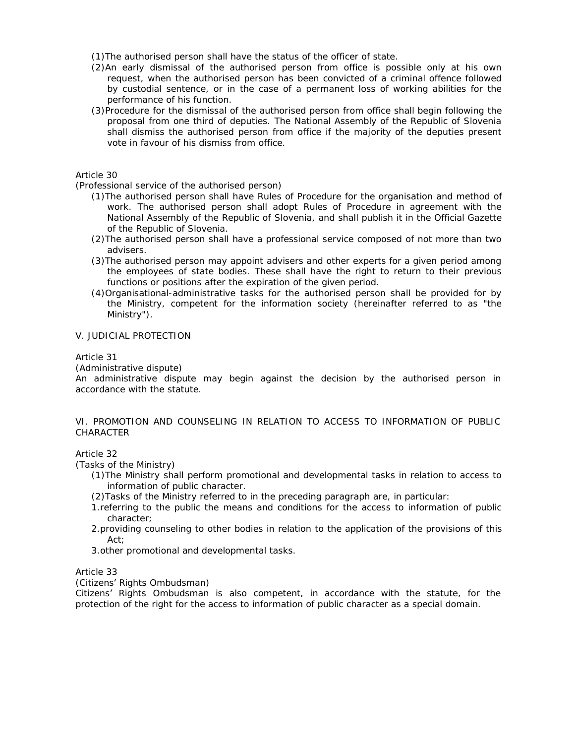(1) The authorised person shall have the status of the officer of state.

(2) An early dismissal of the authorised person from office is possible only at his own request, when the authorised person has been convicted of a criminal offence followed by custodial sentence, or in the case of a permanent loss of working abilities for the performance of his function.

(3) Procedure for the dismissal of the authorised person from office shall begin following the proposal from one third of deputies. The National Assembly of the Republic of Slovenia shall dismiss the authorised person from office if the majority of the deputies present vote in favour of his dismiss from office.

Article 30

(Professional service of the authorised person)

(1) The authorised person shall have Rules of Procedure for the organisation and method of work. The authorised person shall adopt Rules of Procedure in agreement with the National Assembly of the Republic of Slovenia, and shall publish it in the Official Gazette of the Republic of Slovenia.

(2) The authorised person shall have a professional service composed of not more than two advisers.

(3) The authorised person may appoint advisers and other experts for a given period among the employees of state bodies. These shall have the right to return to their previous functions or positions after the expiration of the given period.

(4) Organisational-administrative tasks for the authorised person shall be provided for by the Ministry, competent for the information society (hereinafter referred to as "the Ministry").

## V. JUDICIAL PROTECTION

Article 31

(Administrative dispute)

An administrative dispute may begin against the decision by the authorised person in accordance with the statute.

## VI. PROMOTION AND COUNSELING IN RELATION TO ACCESS TO INFORMATION OF PUBLIC CHARACTER

Article 32

(Tasks of the Ministry)

(1) The Ministry shall perform promotional and developmental tasks in relation to access to information of public character.

(2) Tasks of the Ministry referred to in the preceding paragraph are, in particular:

1. referring to the public the means and conditions for the access to information of public character;
2. providing counseling to other bodies in relation to the application of the provisions of this Act;
3. other promotional and developmental tasks.

Article 33

(Citizens' Rights Ombudsman)

Citizens' Rights Ombudsman is also competent, in accordance with the statute, for the protection of the right for the access to information of public character as a special domain.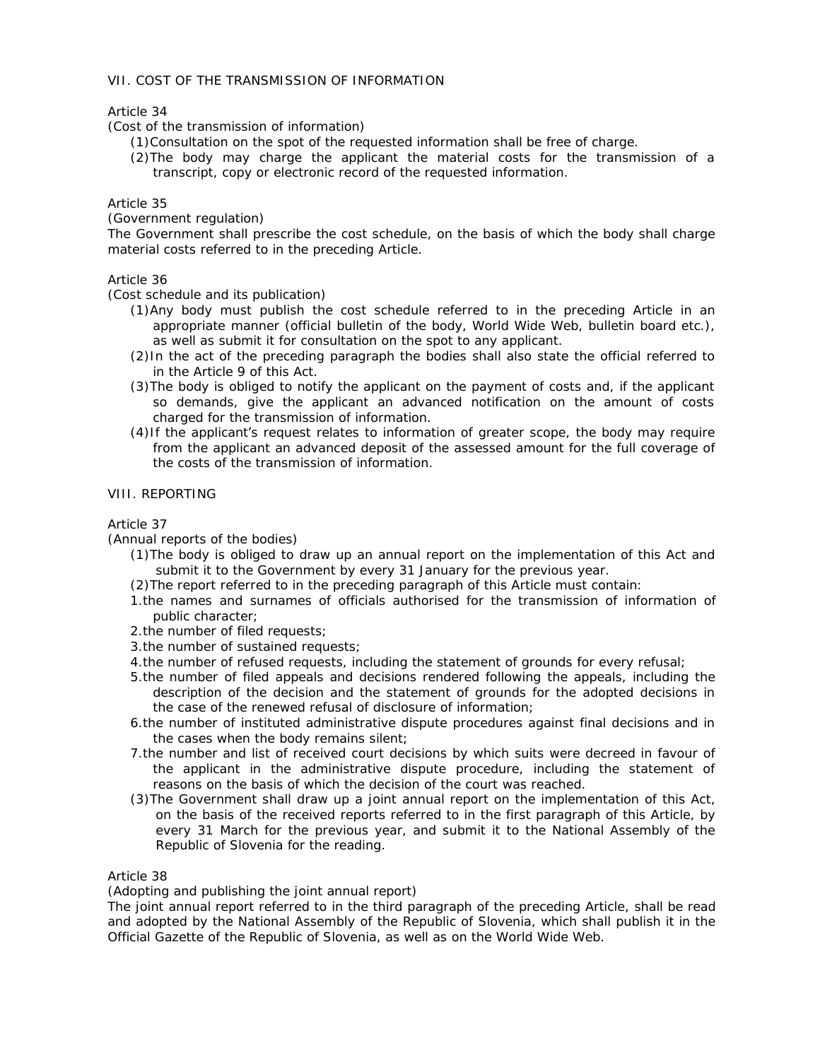VII. COST OF THE TRANSMISSION OF INFORMATION

Article 34

(Cost of the transmission of information)

(1) Consultation on the spot of the requested information shall be free of charge.

(2) The body may charge the applicant the material costs for the transmission of a transcript, copy or electronic record of the requested information.

Article 35

(Government regulation)

The Government shall prescribe the cost schedule, on the basis of which the body shall charge material costs referred to in the preceding Article.

Article 36

(Cost schedule and its publication)

(1) Any body must publish the cost schedule referred to in the preceding Article in an appropriate manner (official bulletin of the body, World Wide Web, bulletin board etc.), as well as submit it for consultation on the spot to any applicant.

(2) In the act of the preceding paragraph the bodies shall also state the official referred to in the Article 9 of this Act.

(3) The body is obliged to notify the applicant on the payment of costs and, if the applicant so demands, give the applicant an advanced notification on the amount of costs charged for the transmission of information.

(4) If the applicant's request relates to information of greater scope, the body may require from the applicant an advanced deposit of the assessed amount for the full coverage of the costs of the transmission of information.

VIII. REPORTING

Article 37

(Annual reports of the bodies)

(1) The body is obliged to draw up an annual report on the implementation of this Act and submit it to the Government by every 31 January for the previous year.

(2) The report referred to in the preceding paragraph of this Article must contain:

1. the names and surnames of officials authorised for the transmission of information of public character;
2. the number of filed requests;
3. the number of sustained requests;
4. the number of refused requests, including the statement of grounds for every refusal;
5. the number of filed appeals and decisions rendered following the appeals, including the description of the decision and the statement of grounds for the adopted decisions in the case of the renewed refusal of disclosure of information;
6. the number of instituted administrative dispute procedures against final decisions and in the cases when the body remains silent;
7. the number and list of received court decisions by which suits were decreed in favour of the applicant in the administrative dispute procedure, including the statement of reasons on the basis of which the decision of the court was reached.

(3) The Government shall draw up a joint annual report on the implementation of this Act, on the basis of the received reports referred to in the first paragraph of this Article, by every 31 March for the previous year, and submit it to the National Assembly of the Republic of Slovenia for the reading.

Article 38

(Adopting and publishing the joint annual report)

The joint annual report referred to in the third paragraph of the preceding Article, shall be read and adopted by the National Assembly of the Republic of Slovenia, which shall publish it in the Official Gazette of the Republic of Slovenia, as well as on the World Wide Web.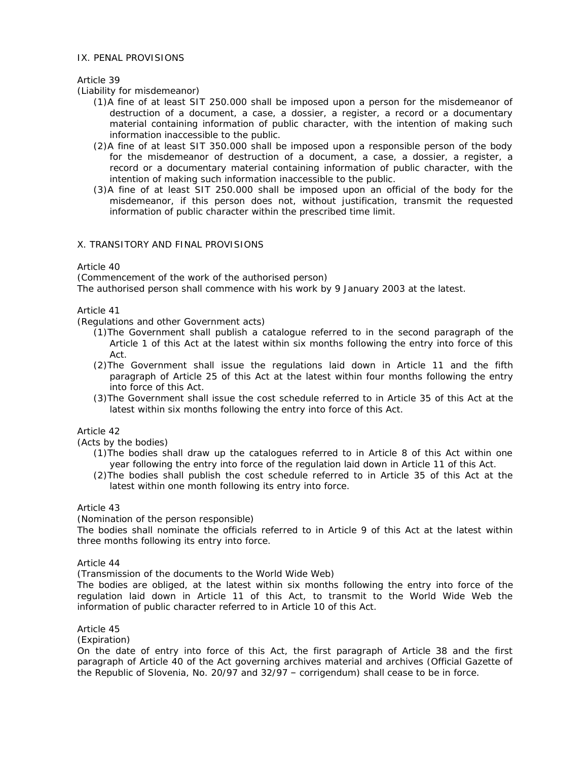## IX. PENAL PROVISIONS

Article 39

(Liability for misdemeanor)

(1) A fine of at least SIT 250.000 shall be imposed upon a person for the misdemeanor of destruction of a document, a case, a dossier, a register, a record or a documentary material containing information of public character, with the intention of making such information inaccessible to the public.

(2) A fine of at least SIT 350.000 shall be imposed upon a responsible person of the body for the misdemeanor of destruction of a document, a case, a dossier, a register, a record or a documentary material containing information of public character, with the intention of making such information inaccessible to the public.

(3) A fine of at least SIT 250.000 shall be imposed upon an official of the body for the misdemeanor, if this person does not, without justification, transmit the requested information of public character within the prescribed time limit.

## X. TRANSITORY AND FINAL PROVISIONS

Article 40

(Commencement of the work of the authorised person)

The authorised person shall commence with his work by 9 January 2003 at the latest.

Article 41

(Regulations and other Government acts)

(1) The Government shall publish a catalogue referred to in the second paragraph of the Article 1 of this Act at the latest within six months following the entry into force of this Act.

(2) The Government shall issue the regulations laid down in Article 11 and the fifth paragraph of Article 25 of this Act at the latest within four months following the entry into force of this Act.

(3) The Government shall issue the cost schedule referred to in Article 35 of this Act at the latest within six months following the entry into force of this Act.

Article 42

(Acts by the bodies)

(1) The bodies shall draw up the catalogues referred to in Article 8 of this Act within one year following the entry into force of the regulation laid down in Article 11 of this Act.

(2) The bodies shall publish the cost schedule referred to in Article 35 of this Act at the latest within one month following its entry into force.

Article 43

(Nomination of the person responsible)

The bodies shall nominate the officials referred to in Article 9 of this Act at the latest within three months following its entry into force.

Article 44

(Transmission of the documents to the World Wide Web)

The bodies are obliged, at the latest within six months following the entry into force of the regulation laid down in Article 11 of this Act, to transmit to the World Wide Web the information of public character referred to in Article 10 of this Act.

Article 45

(Expiration)

On the date of entry into force of this Act, the first paragraph of Article 38 and the first paragraph of Article 40 of the Act governing archives material and archives (Official Gazette of the Republic of Slovenia, No. 20/97 and 32/97 – corrigendum) shall cease to be in force.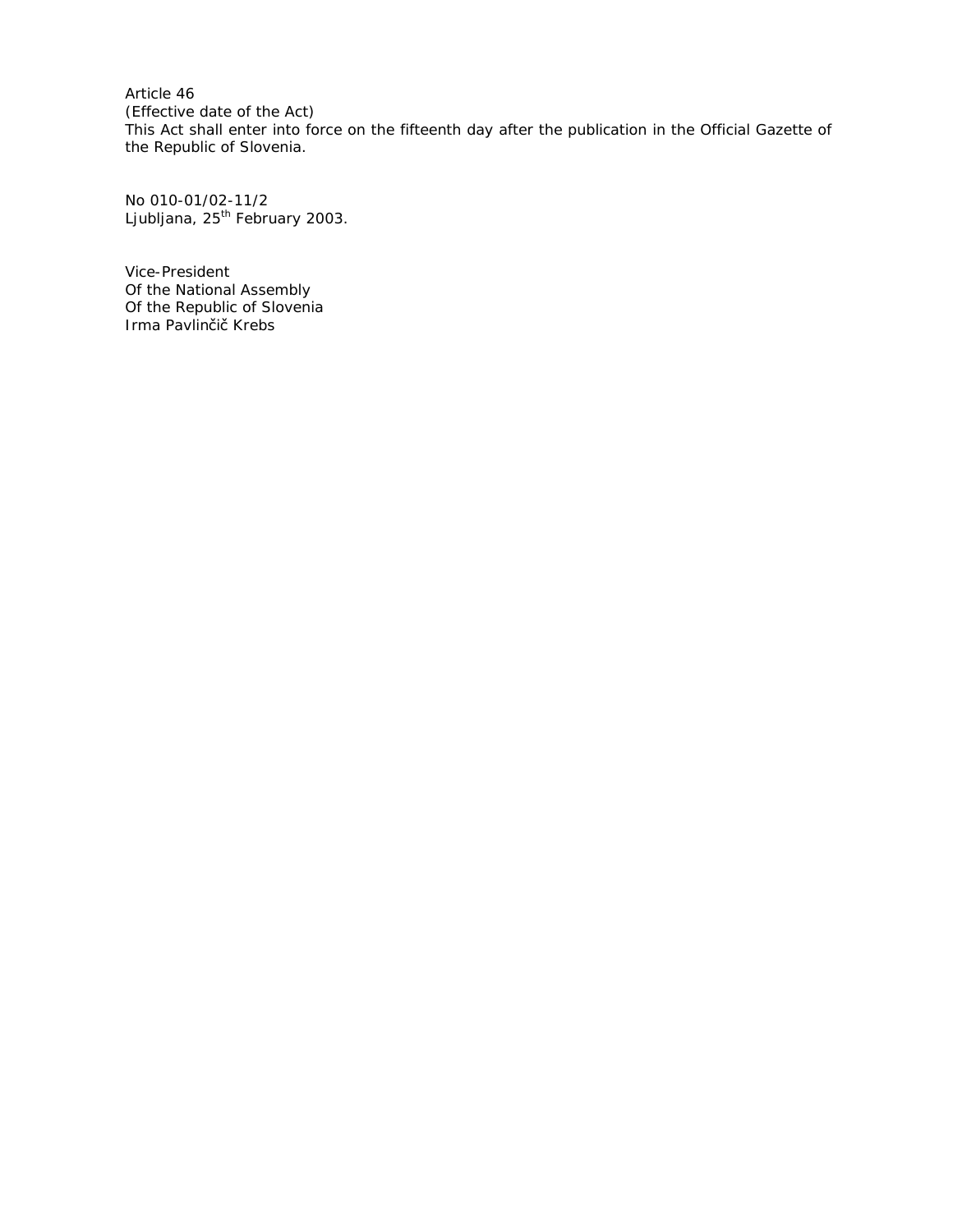Article 46
(Effective date of the Act)
This Act shall enter into force on the fifteenth day after the publication in the Official Gazette of the Republic of Slovenia.

No 010-01/02-11/2
Ljubljana, 25th February 2003.

Vice-President
Of the National Assembly
Of the Republic of Slovenia
Irma Pavlinčič Krebs